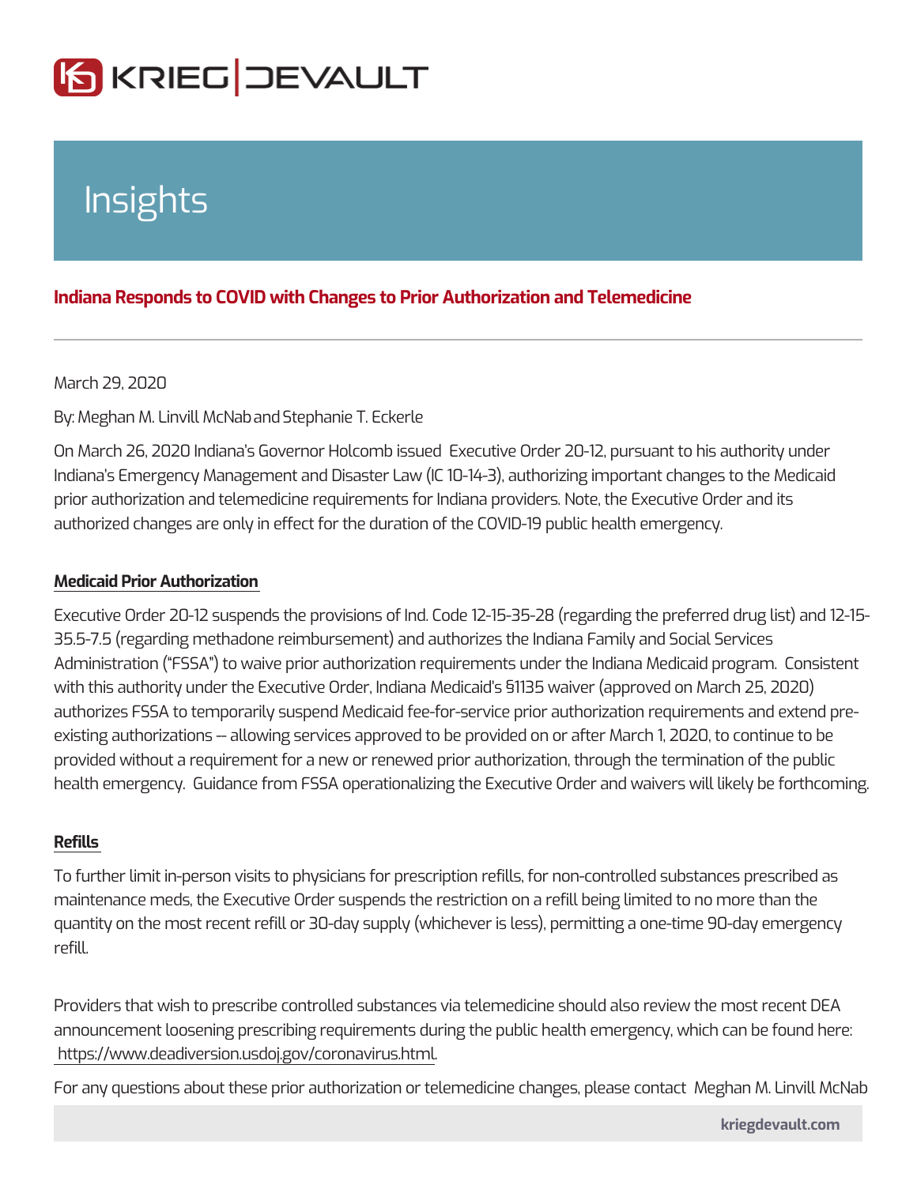# Insights

## Indiana Responds to COVID with Changes to Prior Authorization and Telemedicine

March 29, 2020

By: Meghan M. Linvill McNab and Stephanie T. Eckerle

On March 26, 2020 Indiana's Governor Holcomb issued Executive Order 20-12, pursuant to his authority under Indiana's Emergency Management and Disaster Law (IC 10-14-3), authorizing important changes to the Medicaid prior authorization and telemedicine requirements for Indiana providers. Note, the Executive Order and its authorized changes are only in effect for the duration of the COVID-19 public health emergency.

**Medicaid Prior Authorization**

Executive Order 20-12 suspends the provisions of Ind. Code 12-15-35-28 (regarding the preferred drug list) and 12-15-35.5-7.5 (regarding methadone reimbursement) and authorizes the Indiana Family and Social Services Administration ("FSSA") to waive prior authorization requirements under the Indiana Medicaid program. Consistent with this authority under the Executive Order, Indiana Medicaid's §1135 waiver (approved on March 25, 2020) authorizes FSSA to temporarily suspend Medicaid fee-for-service prior authorization requirements and extend pre-existing authorizations -- allowing services approved to be provided on or after March 1, 2020, to continue to be provided without a requirement for a new or renewed prior authorization, through the termination of the public health emergency. Guidance from FSSA operationalizing the Executive Order and waivers will likely be forthcoming.

**Refills**

To further limit in-person visits to physicians for prescription refills, for non-controlled substances prescribed as maintenance meds, the Executive Order suspends the restriction on a refill being limited to no more than the quantity on the most recent refill or 30-day supply (whichever is less), permitting a one-time 90-day emergency refill.

Providers that wish to prescribe controlled substances via telemedicine should also review the most recent DEA announcement loosening prescribing requirements during the public health emergency, which can be found here: https://www.deadiversion.usdoj.gov/coronavirus.html.

For any questions about these prior authorization or telemedicine changes, please contact Meghan M. Linvill McNab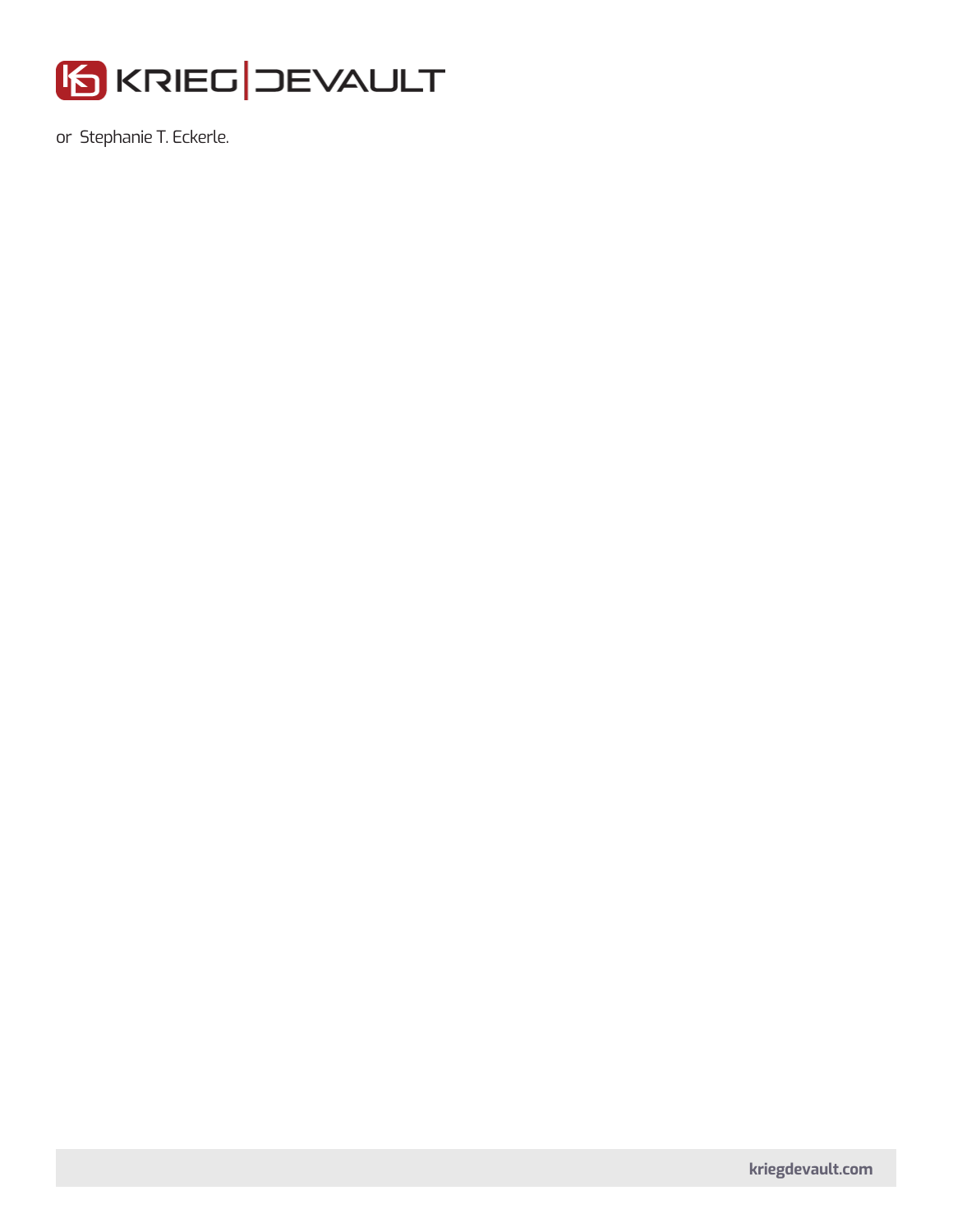or Stephanie T. Eckerle.